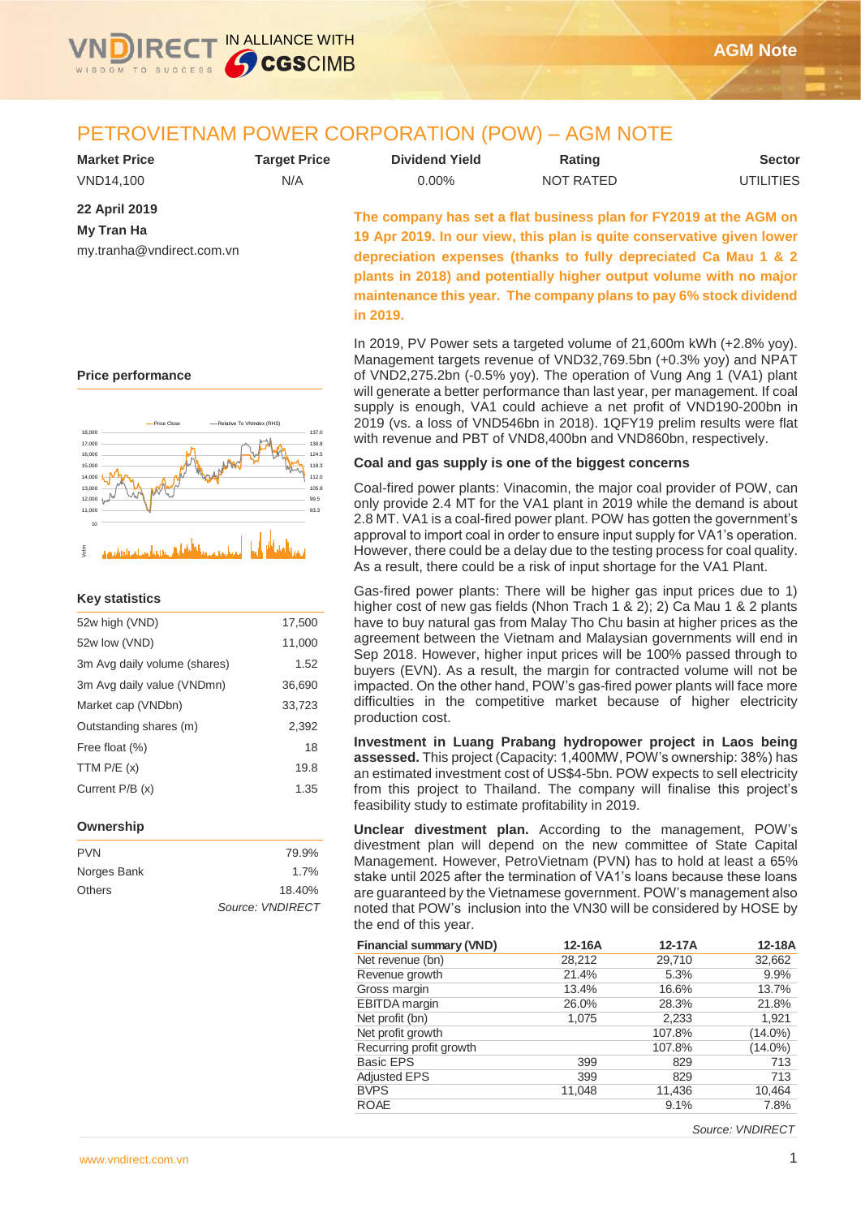# PETROVIETNAM POWER CORPORATION (POW) – AGM NOTE

| Market Price | Target Price | Dividend Yield | Rating | Sector |
|---|---|---|---|---|
| VND14,100 | N/A | 0.00% | NOT RATED | UTILITIES |

**22 April 2019**

**My Tran Ha**

my.tranha@vndirect.com.vn

**The company has set a flat business plan for FY2019 at the AGM on 19 Apr 2019. In our view, this plan is quite conservative given lower depreciation expenses (thanks to fully depreciated Ca Mau 1 & 2 plants in 2018) and potentially higher output volume with no major maintenance this year. The company plans to pay 6% stock dividend in 2019.**

In 2019, PV Power sets a targeted volume of 21,600m kWh (+2.8% yoy). Management targets revenue of VND32,769.5bn (+0.3% yoy) and NPAT of VND2,275.2bn (-0.5% yoy). The operation of Vung Ang 1 (VA1) plant will generate a better performance than last year, per management. If coal supply is enough, VA1 could achieve a net profit of VND190-200bn in 2019 (vs. a loss of VND546bn in 2018). 1QFY19 prelim results were flat with revenue and PBT of VND8,400bn and VND860bn, respectively.

### Coal and gas supply is one of the biggest concerns

Coal-fired power plants: Vinacomin, the major coal provider of POW, can only provide 2.4 MT for the VA1 plant in 2019 while the demand is about 2.8 MT. VA1 is a coal-fired power plant. POW has gotten the government's approval to import coal in order to ensure input supply for VA1's operation. However, there could be a delay due to the testing process for coal quality. As a result, there could be a risk of input shortage for the VA1 Plant.

Gas-fired power plants: There will be higher gas input prices due to 1) higher cost of new gas fields (Nhon Trach 1 & 2); 2) Ca Mau 1 & 2 plants have to buy natural gas from Malay Tho Chu basin at higher prices as the agreement between the Vietnam and Malaysian governments will end in Sep 2018. However, higher input prices will be 100% passed through to buyers (EVN). As a result, the margin for contracted volume will not be impacted. On the other hand, POW's gas-fired power plants will face more difficulties in the competitive market because of higher electricity production cost.

**Investment in Luang Prabang hydropower project in Laos being assessed.** This project (Capacity: 1,400MW, POW's ownership: 38%) has an estimated investment cost of US$4-5bn. POW expects to sell electricity from this project to Thailand. The company will finalise this project's feasibility study to estimate profitability in 2019.

**Unclear divestment plan.** According to the management, POW's divestment plan will depend on the new committee of State Capital Management. However, PetroVietnam (PVN) has to hold at least a 65% stake until 2025 after the termination of VA1's loans because these loans are guaranteed by the Vietnamese government. POW's management also noted that POW's inclusion into the VN30 will be considered by HOSE by the end of this year.

### Price performance

Price Close
Relative To VNIndex (RHS)
18,000
17,000
16,000
15,000
14,000
13,000
12,000
11,000
10
137.0
130.8
124.5
118.3
112.0
105.8
99.5
93.3
Vol m

### Key statistics

| | |
|---|---|
| 52w high (VND) | 17,500 |
| 52w low (VND) | 11,000 |
| 3m Avg daily volume (shares) | 1.52 |
| 3m Avg daily value (VNDmn) | 36,690 |
| Market cap (VNDbn) | 33,723 |
| Outstanding shares (m) | 2,392 |
| Free float (%) | 18 |
| TTM P/E (x) | 19.8 |
| Current P/B (x) | 1.35 |

### Ownership

| | |
|---|---|
| PVN | 79.9% |
| Norges Bank | 1.7% |
| Others | 18.40% |

*Source: VNDIRECT*

| Financial summary (VND) | 12-16A | 12-17A | 12-18A |
|---|---|---|---|
| Net revenue (bn) | 28,212 | 29,710 | 32,662 |
| Revenue growth | 21.4% | 5.3% | 9.9% |
| Gross margin | 13.4% | 16.6% | 13.7% |
| EBITDA margin | 26.0% | 28.3% | 21.8% |
| Net profit (bn) | 1,075 | 2,233 | 1,921 |
| Net profit growth | | 107.8% | (14.0%) |
| Recurring profit growth | | 107.8% | (14.0%) |
| Basic EPS | 399 | 829 | 713 |
| Adjusted EPS | 399 | 829 | 713 |
| BVPS | 11,048 | 11,436 | 10,464 |
| ROAE | | 9.1% | 7.8% |

*Source: VNDIRECT*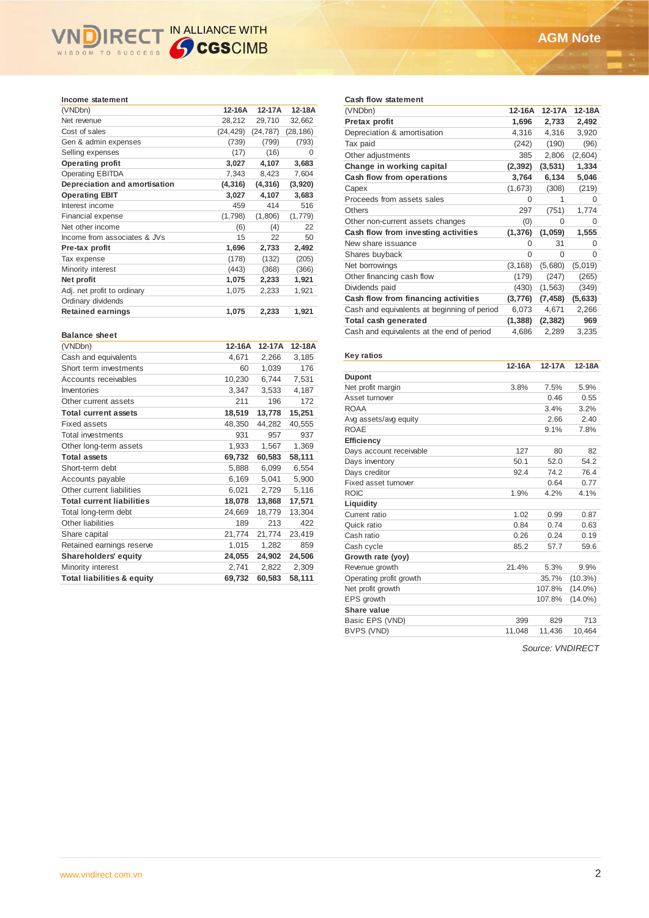### Income statement

| (VNDbn) | 12-16A | 12-17A | 12-18A |
|---|---|---|---|
| Net revenue | 28,212 | 29,710 | 32,662 |
| Cost of sales | (24,429) | (24,787) | (28,186) |
| Gen & admin expenses | (739) | (799) | (793) |
| Selling expenses | (17) | (16) | 0 |
| **Operating profit** | **3,027** | **4,107** | **3,683** |
| Operating EBITDA | 7,343 | 8,423 | 7,604 |
| **Depreciation and amortisation** | **(4,316)** | **(4,316)** | **(3,920)** |
| **Operating EBIT** | **3,027** | **4,107** | **3,683** |
| Interest income | 459 | 414 | 516 |
| Financial expense | (1,798) | (1,806) | (1,779) |
| Net other income | (6) | (4) | 22 |
| Income from associates & JVs | 15 | 22 | 50 |
| **Pre-tax profit** | **1,696** | **2,733** | **2,492** |
| Tax expense | (178) | (132) | (205) |
| Minority interest | (443) | (368) | (366) |
| **Net profit** | **1,075** | **2,233** | **1,921** |
| Adj. net profit to ordinary | 1,075 | 2,233 | 1,921 |
| Ordinary dividends | | | |
| **Retained earnings** | **1,075** | **2,233** | **1,921** |

### Balance sheet

| (VNDbn) | 12-16A | 12-17A | 12-18A |
|---|---|---|---|
| Cash and equivalents | 4,671 | 2,266 | 3,185 |
| Short term investments | 60 | 1,039 | 176 |
| Accounts receivables | 10,230 | 6,744 | 7,531 |
| Inventories | 3,347 | 3,533 | 4,187 |
| Other current assets | 211 | 196 | 172 |
| **Total current assets** | **18,519** | **13,778** | **15,251** |
| Fixed assets | 48,350 | 44,282 | 40,555 |
| Total investments | 931 | 957 | 937 |
| Other long-term assets | 1,933 | 1,567 | 1,369 |
| **Total assets** | **69,732** | **60,583** | **58,111** |
| Short-term debt | 5,888 | 6,099 | 6,554 |
| Accounts payable | 6,169 | 5,041 | 5,900 |
| Other current liabilities | 6,021 | 2,729 | 5,116 |
| **Total current liabilities** | **18,078** | **13,868** | **17,571** |
| Total long-term debt | 24,669 | 18,779 | 13,304 |
| Other liabilities | 189 | 213 | 422 |
| Share capital | 21,774 | 21,774 | 23,419 |
| Retained earnings reserve | 1,015 | 1,282 | 859 |
| **Shareholders' equity** | **24,055** | **24,902** | **24,506** |
| Minority interest | 2,741 | 2,822 | 2,309 |
| **Total liabilities & equity** | **69,732** | **60,583** | **58,111** |

### Cash flow statement

| (VNDbn) | 12-16A | 12-17A | 12-18A |
|---|---|---|---|
| **Pretax profit** | **1,696** | **2,733** | **2,492** |
| Depreciation & amortisation | 4,316 | 4,316 | 3,920 |
| Tax paid | (242) | (190) | (96) |
| Other adjustments | 385 | 2,806 | (2,604) |
| **Change in working capital** | **(2,392)** | **(3,531)** | **1,334** |
| **Cash flow from operations** | **3,764** | **6,134** | **5,046** |
| Capex | (1,673) | (308) | (219) |
| Proceeds from assets sales | 0 | 1 | 0 |
| Others | 297 | (751) | 1,774 |
| Other non-current assets changes | (0) | 0 | 0 |
| **Cash flow from investing activities** | **(1,376)** | **(1,059)** | **1,555** |
| New share issuance | 0 | 31 | 0 |
| Shares buyback | 0 | 0 | 0 |
| Net borrowings | (3,168) | (5,680) | (5,019) |
| Other financing cash flow | (179) | (247) | (265) |
| Dividends paid | (430) | (1,563) | (349) |
| **Cash flow from financing activities** | **(3,776)** | **(7,458)** | **(5,633)** |
| Cash and equivalents at beginning of period | 6,073 | 4,671 | 2,266 |
| **Total cash generated** | **(1,388)** | **(2,382)** | **969** |
| Cash and equivalents at the end of period | 4,686 | 2,289 | 3,235 |

### Key ratios

| | 12-16A | 12-17A | 12-18A |
|---|---|---|---|
| **Dupont** | | | |
| Net profit margin | 3.8% | 7.5% | 5.9% |
| Asset turnover | | 0.46 | 0.55 |
| ROAA | | 3.4% | 3.2% |
| Avg assets/avg equity | | 2.66 | 2.40 |
| ROAE | | 9.1% | 7.8% |
| **Efficiency** | | | |
| Days account receivable | 127 | 80 | 82 |
| Days inventory | 50.1 | 52.0 | 54.2 |
| Days creditor | 92.4 | 74.2 | 76.4 |
| Fixed asset turnover | | 0.64 | 0.77 |
| ROIC | 1.9% | 4.2% | 4.1% |
| **Liquidity** | | | |
| Current ratio | 1.02 | 0.99 | 0.87 |
| Quick ratio | 0.84 | 0.74 | 0.63 |
| Cash ratio | 0.26 | 0.24 | 0.19 |
| Cash cycle | 85.2 | 57.7 | 59.6 |
| **Growth rate (yoy)** | | | |
| Revenue growth | 21.4% | 5.3% | 9.9% |
| Operating profit growth | | 35.7% | (10.3%) |
| Net profit growth | | 107.8% | (14.0%) |
| EPS growth | | 107.8% | (14.0%) |
| **Share value** | | | |
| Basic EPS (VND) | 399 | 829 | 713 |
| BVPS (VND) | 11,048 | 11,436 | 10,464 |

*Source: VNDIRECT*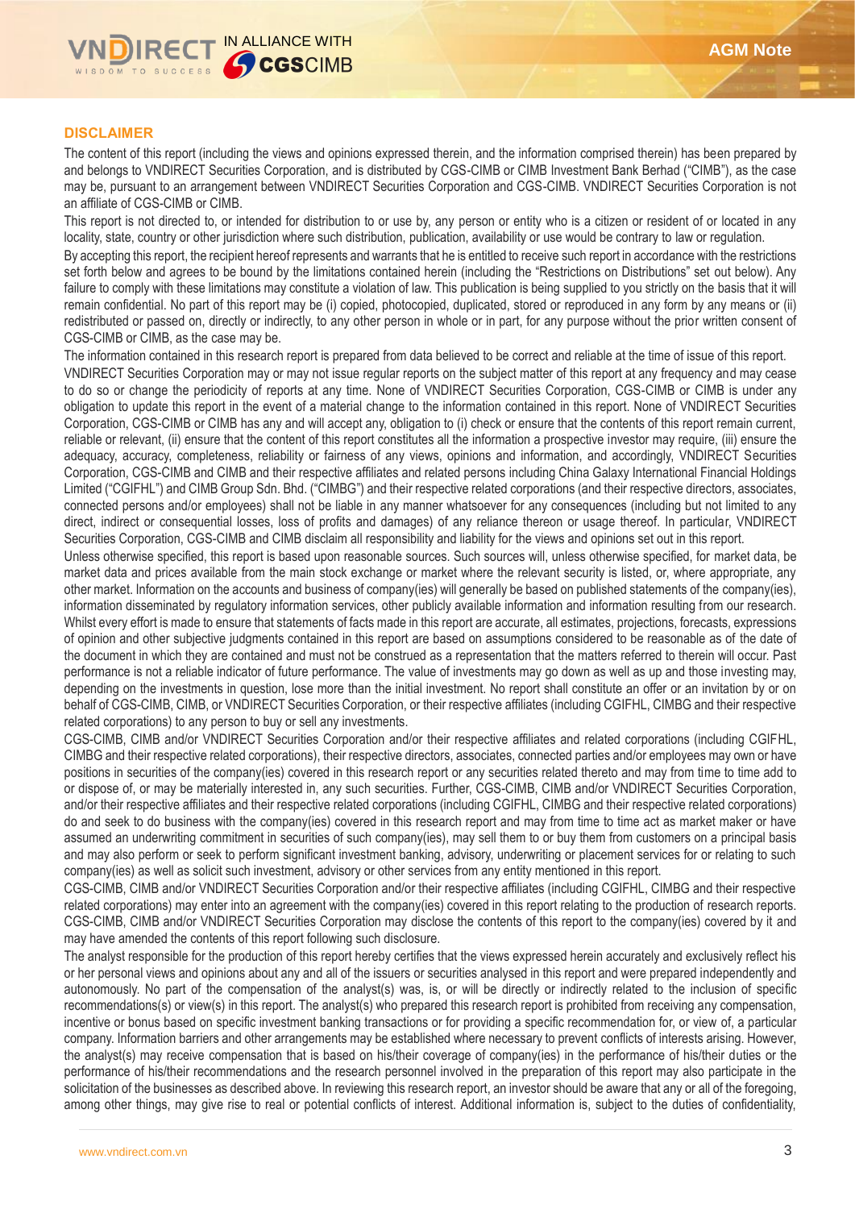## DISCLAIMER

The content of this report (including the views and opinions expressed therein, and the information comprised therein) has been prepared by and belongs to VNDIRECT Securities Corporation, and is distributed by CGS-CIMB or CIMB Investment Bank Berhad ("CIMB"), as the case may be, pursuant to an arrangement between VNDIRECT Securities Corporation and CGS-CIMB. VNDIRECT Securities Corporation is not an affiliate of CGS-CIMB or CIMB.

This report is not directed to, or intended for distribution to or use by, any person or entity who is a citizen or resident of or located in any locality, state, country or other jurisdiction where such distribution, publication, availability or use would be contrary to law or regulation.

By accepting this report, the recipient hereof represents and warrants that he is entitled to receive such report in accordance with the restrictions set forth below and agrees to be bound by the limitations contained herein (including the "Restrictions on Distributions" set out below). Any failure to comply with these limitations may constitute a violation of law. This publication is being supplied to you strictly on the basis that it will remain confidential. No part of this report may be (i) copied, photocopied, duplicated, stored or reproduced in any form by any means or (ii) redistributed or passed on, directly or indirectly, to any other person in whole or in part, for any purpose without the prior written consent of CGS-CIMB or CIMB, as the case may be.

The information contained in this research report is prepared from data believed to be correct and reliable at the time of issue of this report. VNDIRECT Securities Corporation may or may not issue regular reports on the subject matter of this report at any frequency and may cease to do so or change the periodicity of reports at any time. None of VNDIRECT Securities Corporation, CGS-CIMB or CIMB is under any obligation to update this report in the event of a material change to the information contained in this report. None of VNDIRECT Securities Corporation, CGS-CIMB or CIMB has any and will accept any, obligation to (i) check or ensure that the contents of this report remain current, reliable or relevant, (ii) ensure that the content of this report constitutes all the information a prospective investor may require, (iii) ensure the adequacy, accuracy, completeness, reliability or fairness of any views, opinions and information, and accordingly, VNDIRECT Securities Corporation, CGS-CIMB and CIMB and their respective affiliates and related persons including China Galaxy International Financial Holdings Limited ("CGIFHL") and CIMB Group Sdn. Bhd. ("CIMBG") and their respective related corporations (and their respective directors, associates, connected persons and/or employees) shall not be liable in any manner whatsoever for any consequences (including but not limited to any direct, indirect or consequential losses, loss of profits and damages) of any reliance thereon or usage thereof. In particular, VNDIRECT Securities Corporation, CGS-CIMB and CIMB disclaim all responsibility and liability for the views and opinions set out in this report.

Unless otherwise specified, this report is based upon reasonable sources. Such sources will, unless otherwise specified, for market data, be market data and prices available from the main stock exchange or market where the relevant security is listed, or, where appropriate, any other market. Information on the accounts and business of company(ies) will generally be based on published statements of the company(ies), information disseminated by regulatory information services, other publicly available information and information resulting from our research. Whilst every effort is made to ensure that statements of facts made in this report are accurate, all estimates, projections, forecasts, expressions of opinion and other subjective judgments contained in this report are based on assumptions considered to be reasonable as of the date of the document in which they are contained and must not be construed as a representation that the matters referred to therein will occur. Past performance is not a reliable indicator of future performance. The value of investments may go down as well as up and those investing may, depending on the investments in question, lose more than the initial investment. No report shall constitute an offer or an invitation by or on behalf of CGS-CIMB, CIMB, or VNDIRECT Securities Corporation, or their respective affiliates (including CGIFHL, CIMBG and their respective related corporations) to any person to buy or sell any investments.

CGS-CIMB, CIMB and/or VNDIRECT Securities Corporation and/or their respective affiliates and related corporations (including CGIFHL, CIMBG and their respective related corporations), their respective directors, associates, connected parties and/or employees may own or have positions in securities of the company(ies) covered in this research report or any securities related thereto and may from time to time add to or dispose of, or may be materially interested in, any such securities. Further, CGS-CIMB, CIMB and/or VNDIRECT Securities Corporation, and/or their respective affiliates and their respective related corporations (including CGIFHL, CIMBG and their respective related corporations) do and seek to do business with the company(ies) covered in this research report and may from time to time act as market maker or have assumed an underwriting commitment in securities of such company(ies), may sell them to or buy them from customers on a principal basis and may also perform or seek to perform significant investment banking, advisory, underwriting or placement services for or relating to such company(ies) as well as solicit such investment, advisory or other services from any entity mentioned in this report.

CGS-CIMB, CIMB and/or VNDIRECT Securities Corporation and/or their respective affiliates (including CGIFHL, CIMBG and their respective related corporations) may enter into an agreement with the company(ies) covered in this report relating to the production of research reports. CGS-CIMB, CIMB and/or VNDIRECT Securities Corporation may disclose the contents of this report to the company(ies) covered by it and may have amended the contents of this report following such disclosure.

The analyst responsible for the production of this report hereby certifies that the views expressed herein accurately and exclusively reflect his or her personal views and opinions about any and all of the issuers or securities analysed in this report and were prepared independently and autonomously. No part of the compensation of the analyst(s) was, is, or will be directly or indirectly related to the inclusion of specific recommendations(s) or view(s) in this report. The analyst(s) who prepared this research report is prohibited from receiving any compensation, incentive or bonus based on specific investment banking transactions or for providing a specific recommendation for, or view of, a particular company. Information barriers and other arrangements may be established where necessary to prevent conflicts of interests arising. However, the analyst(s) may receive compensation that is based on his/their coverage of company(ies) in the performance of his/their duties or the performance of his/their recommendations and the research personnel involved in the preparation of this report may also participate in the solicitation of the businesses as described above. In reviewing this research report, an investor should be aware that any or all of the foregoing, among other things, may give rise to real or potential conflicts of interest. Additional information is, subject to the duties of confidentiality,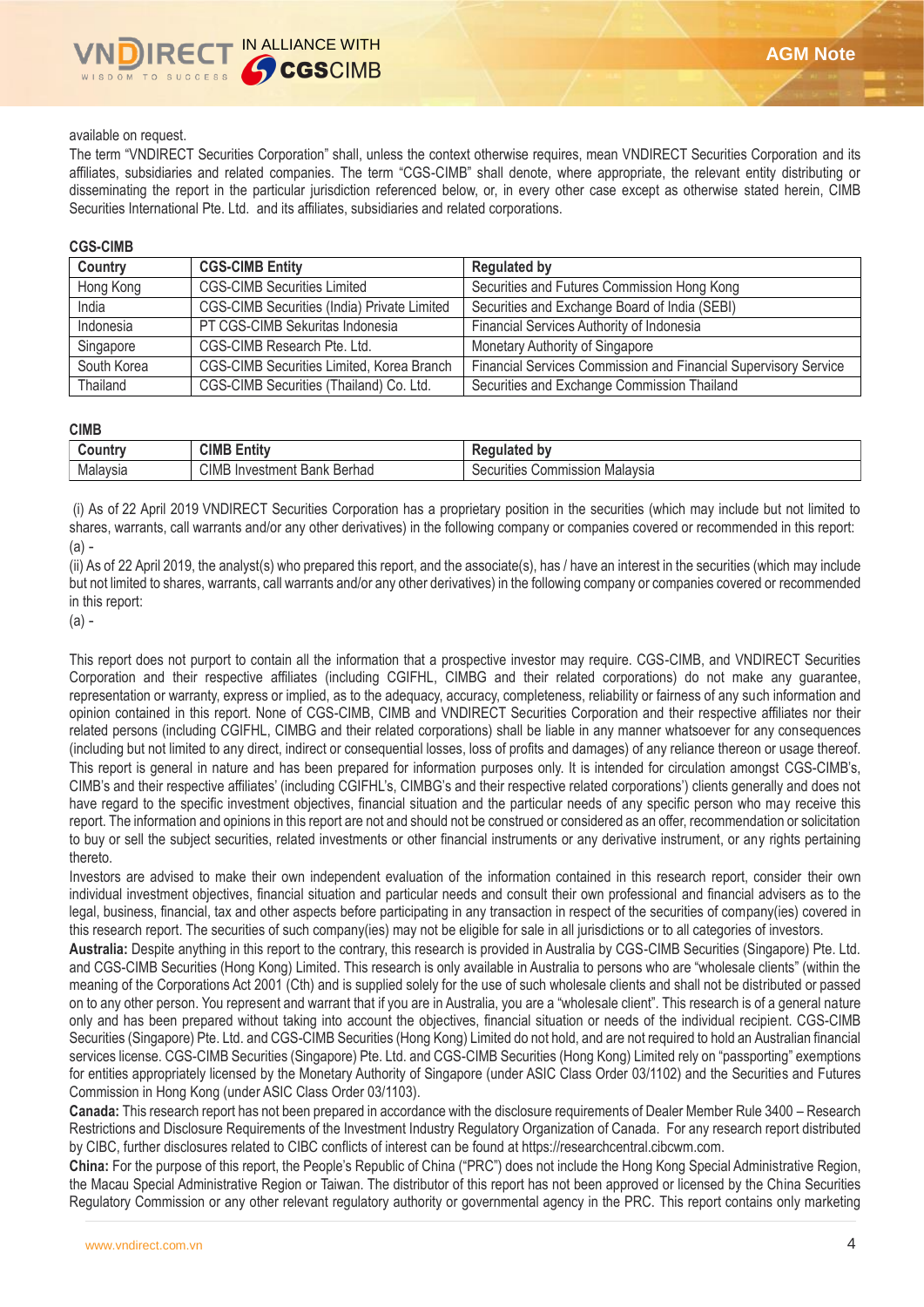available on request.

The term "VNDIRECT Securities Corporation" shall, unless the context otherwise requires, mean VNDIRECT Securities Corporation and its affiliates, subsidiaries and related companies. The term "CGS-CIMB" shall denote, where appropriate, the relevant entity distributing or disseminating the report in the particular jurisdiction referenced below, or, in every other case except as otherwise stated herein, CIMB Securities International Pte. Ltd. and its affiliates, subsidiaries and related corporations.

**CGS-CIMB**

| Country | CGS-CIMB Entity | Regulated by |
|---|---|---|
| Hong Kong | CGS-CIMB Securities Limited | Securities and Futures Commission Hong Kong |
| India | CGS-CIMB Securities (India) Private Limited | Securities and Exchange Board of India (SEBI) |
| Indonesia | PT CGS-CIMB Sekuritas Indonesia | Financial Services Authority of Indonesia |
| Singapore | CGS-CIMB Research Pte. Ltd. | Monetary Authority of Singapore |
| South Korea | CGS-CIMB Securities Limited, Korea Branch | Financial Services Commission and Financial Supervisory Service |
| Thailand | CGS-CIMB Securities (Thailand) Co. Ltd. | Securities and Exchange Commission Thailand |

**CIMB**

| Country | CIMB Entity | Regulated by |
|---|---|---|
| Malaysia | CIMB Investment Bank Berhad | Securities Commission Malaysia |

(i) As of 22 April 2019 VNDIRECT Securities Corporation has a proprietary position in the securities (which may include but not limited to shares, warrants, call warrants and/or any other derivatives) in the following company or companies covered or recommended in this report:
(a) -

(ii) As of 22 April 2019, the analyst(s) who prepared this report, and the associate(s), has / have an interest in the securities (which may include but not limited to shares, warrants, call warrants and/or any other derivatives) in the following company or companies covered or recommended in this report:
(a) -

This report does not purport to contain all the information that a prospective investor may require. CGS-CIMB, and VNDIRECT Securities Corporation and their respective affiliates (including CGIFHL, CIMBG and their related corporations) do not make any guarantee, representation or warranty, express or implied, as to the adequacy, accuracy, completeness, reliability or fairness of any such information and opinion contained in this report. None of CGS-CIMB, CIMB and VNDIRECT Securities Corporation and their respective affiliates nor their related persons (including CGIFHL, CIMBG and their related corporations) shall be liable in any manner whatsoever for any consequences (including but not limited to any direct, indirect or consequential losses, loss of profits and damages) of any reliance thereon or usage thereof.

This report is general in nature and has been prepared for information purposes only. It is intended for circulation amongst CGS-CIMB's, CIMB's and their respective affiliates' (including CGIFHL's, CIMBG's and their respective related corporations') clients generally and does not have regard to the specific investment objectives, financial situation and the particular needs of any specific person who may receive this report. The information and opinions in this report are not and should not be construed or considered as an offer, recommendation or solicitation to buy or sell the subject securities, related investments or other financial instruments or any derivative instrument, or any rights pertaining thereto.

Investors are advised to make their own independent evaluation of the information contained in this research report, consider their own individual investment objectives, financial situation and particular needs and consult their own professional and financial advisers as to the legal, business, financial, tax and other aspects before participating in any transaction in respect of the securities of company(ies) covered in this research report. The securities of such company(ies) may not be eligible for sale in all jurisdictions or to all categories of investors.

**Australia:** Despite anything in this report to the contrary, this research is provided in Australia by CGS-CIMB Securities (Singapore) Pte. Ltd. and CGS-CIMB Securities (Hong Kong) Limited. This research is only available in Australia to persons who are "wholesale clients" (within the meaning of the Corporations Act 2001 (Cth) and is supplied solely for the use of such wholesale clients and shall not be distributed or passed on to any other person. You represent and warrant that if you are in Australia, you are a "wholesale client". This research is of a general nature only and has been prepared without taking into account the objectives, financial situation or needs of the individual recipient. CGS-CIMB Securities (Singapore) Pte. Ltd. and CGS-CIMB Securities (Hong Kong) Limited do not hold, and are not required to hold an Australian financial services license. CGS-CIMB Securities (Singapore) Pte. Ltd. and CGS-CIMB Securities (Hong Kong) Limited rely on "passporting" exemptions for entities appropriately licensed by the Monetary Authority of Singapore (under ASIC Class Order 03/1102) and the Securities and Futures Commission in Hong Kong (under ASIC Class Order 03/1103).

**Canada:** This research report has not been prepared in accordance with the disclosure requirements of Dealer Member Rule 3400 – Research Restrictions and Disclosure Requirements of the Investment Industry Regulatory Organization of Canada. For any research report distributed by CIBC, further disclosures related to CIBC conflicts of interest can be found at https://researchcentral.cibcwm.com.

**China:** For the purpose of this report, the People's Republic of China ("PRC") does not include the Hong Kong Special Administrative Region, the Macau Special Administrative Region or Taiwan. The distributor of this report has not been approved or licensed by the China Securities Regulatory Commission or any other relevant regulatory authority or governmental agency in the PRC. This report contains only marketing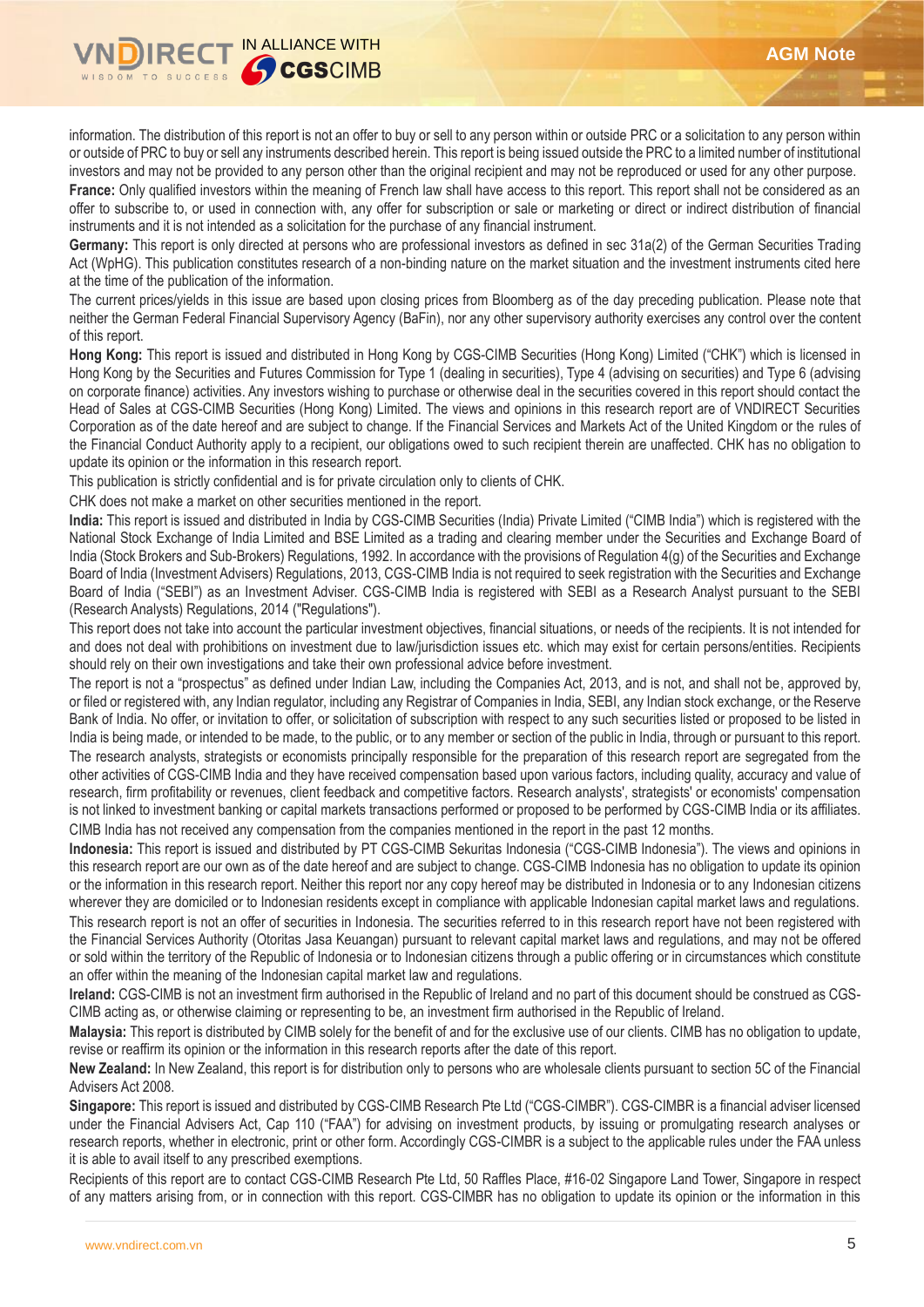information. The distribution of this report is not an offer to buy or sell to any person within or outside PRC or a solicitation to any person within or outside of PRC to buy or sell any instruments described herein. This report is being issued outside the PRC to a limited number of institutional investors and may not be provided to any person other than the original recipient and may not be reproduced or used for any other purpose.

**France:** Only qualified investors within the meaning of French law shall have access to this report. This report shall not be considered as an offer to subscribe to, or used in connection with, any offer for subscription or sale or marketing or direct or indirect distribution of financial instruments and it is not intended as a solicitation for the purchase of any financial instrument.

**Germany:** This report is only directed at persons who are professional investors as defined in sec 31a(2) of the German Securities Trading Act (WpHG). This publication constitutes research of a non-binding nature on the market situation and the investment instruments cited here at the time of the publication of the information.

The current prices/yields in this issue are based upon closing prices from Bloomberg as of the day preceding publication. Please note that neither the German Federal Financial Supervisory Agency (BaFin), nor any other supervisory authority exercises any control over the content of this report.

**Hong Kong:** This report is issued and distributed in Hong Kong by CGS-CIMB Securities (Hong Kong) Limited ("CHK") which is licensed in Hong Kong by the Securities and Futures Commission for Type 1 (dealing in securities), Type 4 (advising on securities) and Type 6 (advising on corporate finance) activities. Any investors wishing to purchase or otherwise deal in the securities covered in this report should contact the Head of Sales at CGS-CIMB Securities (Hong Kong) Limited. The views and opinions in this research report are of VNDIRECT Securities Corporation as of the date hereof and are subject to change. If the Financial Services and Markets Act of the United Kingdom or the rules of the Financial Conduct Authority apply to a recipient, our obligations owed to such recipient therein are unaffected. CHK has no obligation to update its opinion or the information in this research report.

This publication is strictly confidential and is for private circulation only to clients of CHK.

CHK does not make a market on other securities mentioned in the report.

**India:** This report is issued and distributed in India by CGS-CIMB Securities (India) Private Limited ("CIMB India") which is registered with the National Stock Exchange of India Limited and BSE Limited as a trading and clearing member under the Securities and Exchange Board of India (Stock Brokers and Sub-Brokers) Regulations, 1992. In accordance with the provisions of Regulation 4(g) of the Securities and Exchange Board of India (Investment Advisers) Regulations, 2013, CGS-CIMB India is not required to seek registration with the Securities and Exchange Board of India ("SEBI") as an Investment Adviser. CGS-CIMB India is registered with SEBI as a Research Analyst pursuant to the SEBI (Research Analysts) Regulations, 2014 ("Regulations").

This report does not take into account the particular investment objectives, financial situations, or needs of the recipients. It is not intended for and does not deal with prohibitions on investment due to law/jurisdiction issues etc. which may exist for certain persons/entities. Recipients should rely on their own investigations and take their own professional advice before investment.

The report is not a "prospectus" as defined under Indian Law, including the Companies Act, 2013, and is not, and shall not be, approved by, or filed or registered with, any Indian regulator, including any Registrar of Companies in India, SEBI, any Indian stock exchange, or the Reserve Bank of India. No offer, or invitation to offer, or solicitation of subscription with respect to any such securities listed or proposed to be listed in India is being made, or intended to be made, to the public, or to any member or section of the public in India, through or pursuant to this report.

The research analysts, strategists or economists principally responsible for the preparation of this research report are segregated from the other activities of CGS-CIMB India and they have received compensation based upon various factors, including quality, accuracy and value of research, firm profitability or revenues, client feedback and competitive factors. Research analysts', strategists' or economists' compensation is not linked to investment banking or capital markets transactions performed or proposed to be performed by CGS-CIMB India or its affiliates. CIMB India has not received any compensation from the companies mentioned in the report in the past 12 months.

**Indonesia:** This report is issued and distributed by PT CGS-CIMB Sekuritas Indonesia ("CGS-CIMB Indonesia"). The views and opinions in this research report are our own as of the date hereof and are subject to change. CGS-CIMB Indonesia has no obligation to update its opinion or the information in this research report. Neither this report nor any copy hereof may be distributed in Indonesia or to any Indonesian citizens wherever they are domiciled or to Indonesian residents except in compliance with applicable Indonesian capital market laws and regulations.

This research report is not an offer of securities in Indonesia. The securities referred to in this research report have not been registered with the Financial Services Authority (Otoritas Jasa Keuangan) pursuant to relevant capital market laws and regulations, and may not be offered or sold within the territory of the Republic of Indonesia or to Indonesian citizens through a public offering or in circumstances which constitute an offer within the meaning of the Indonesian capital market law and regulations.

**Ireland:** CGS-CIMB is not an investment firm authorised in the Republic of Ireland and no part of this document should be construed as CGS-CIMB acting as, or otherwise claiming or representing to be, an investment firm authorised in the Republic of Ireland.

**Malaysia:** This report is distributed by CIMB solely for the benefit of and for the exclusive use of our clients. CIMB has no obligation to update, revise or reaffirm its opinion or the information in this research reports after the date of this report.

**New Zealand:** In New Zealand, this report is for distribution only to persons who are wholesale clients pursuant to section 5C of the Financial Advisers Act 2008.

**Singapore:** This report is issued and distributed by CGS-CIMB Research Pte Ltd ("CGS-CIMBR"). CGS-CIMBR is a financial adviser licensed under the Financial Advisers Act, Cap 110 ("FAA") for advising on investment products, by issuing or promulgating research analyses or research reports, whether in electronic, print or other form. Accordingly CGS-CIMBR is a subject to the applicable rules under the FAA unless it is able to avail itself to any prescribed exemptions.

Recipients of this report are to contact CGS-CIMB Research Pte Ltd, 50 Raffles Place, #16-02 Singapore Land Tower, Singapore in respect of any matters arising from, or in connection with this report. CGS-CIMBR has no obligation to update its opinion or the information in this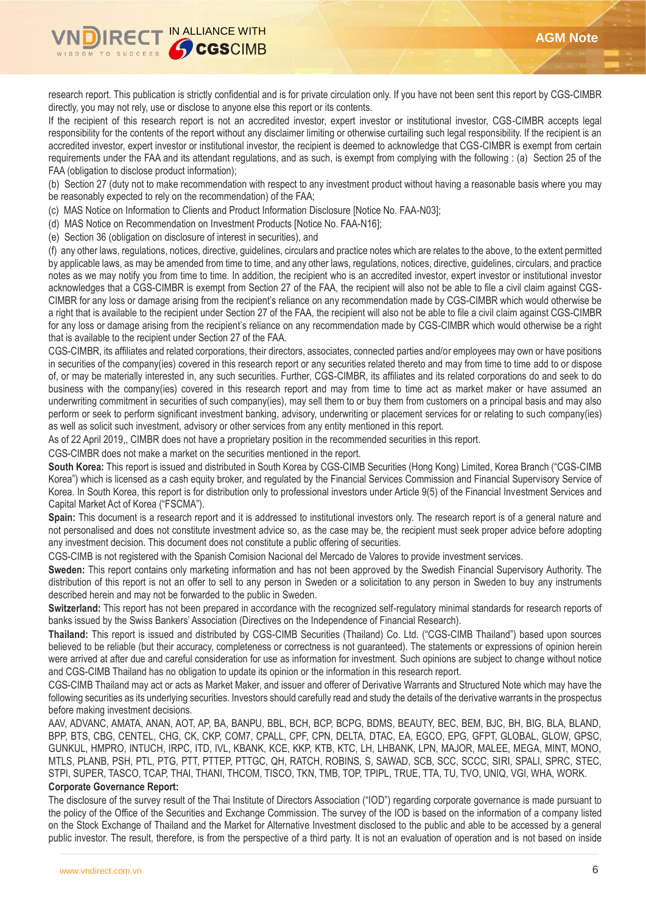research report. This publication is strictly confidential and is for private circulation only. If you have not been sent this report by CGS-CIMBR directly, you may not rely, use or disclose to anyone else this report or its contents.

If the recipient of this research report is not an accredited investor, expert investor or institutional investor, CGS-CIMBR accepts legal responsibility for the contents of the report without any disclaimer limiting or otherwise curtailing such legal responsibility. If the recipient is an accredited investor, expert investor or institutional investor, the recipient is deemed to acknowledge that CGS-CIMBR is exempt from certain requirements under the FAA and its attendant regulations, and as such, is exempt from complying with the following : (a) Section 25 of the FAA (obligation to disclose product information);

(b) Section 27 (duty not to make recommendation with respect to any investment product without having a reasonable basis where you may be reasonably expected to rely on the recommendation) of the FAA;

(c) MAS Notice on Information to Clients and Product Information Disclosure [Notice No. FAA-N03];

(d) MAS Notice on Recommendation on Investment Products [Notice No. FAA-N16];

(e) Section 36 (obligation on disclosure of interest in securities), and

(f) any other laws, regulations, notices, directive, guidelines, circulars and practice notes which are relates to the above, to the extent permitted by applicable laws, as may be amended from time to time, and any other laws, regulations, notices, directive, guidelines, circulars, and practice notes as we may notify you from time to time. In addition, the recipient who is an accredited investor, expert investor or institutional investor acknowledges that a CGS-CIMBR is exempt from Section 27 of the FAA, the recipient will also not be able to file a civil claim against CGS-CIMBR for any loss or damage arising from the recipient's reliance on any recommendation made by CGS-CIMBR which would otherwise be a right that is available to the recipient under Section 27 of the FAA, the recipient will also not be able to file a civil claim against CGS-CIMBR for any loss or damage arising from the recipient's reliance on any recommendation made by CGS-CIMBR which would otherwise be a right that is available to the recipient under Section 27 of the FAA.

CGS-CIMBR, its affiliates and related corporations, their directors, associates, connected parties and/or employees may own or have positions in securities of the company(ies) covered in this research report or any securities related thereto and may from time to time add to or dispose of, or may be materially interested in, any such securities. Further, CGS-CIMBR, its affiliates and its related corporations do and seek to do business with the company(ies) covered in this research report and may from time to time act as market maker or have assumed an underwriting commitment in securities of such company(ies), may sell them to or buy them from customers on a principal basis and may also perform or seek to perform significant investment banking, advisory, underwriting or placement services for or relating to such company(ies) as well as solicit such investment, advisory or other services from any entity mentioned in this report.

As of 22 April 2019,, CIMBR does not have a proprietary position in the recommended securities in this report.

CGS-CIMBR does not make a market on the securities mentioned in the report.

**South Korea:** This report is issued and distributed in South Korea by CGS-CIMB Securities (Hong Kong) Limited, Korea Branch ("CGS-CIMB Korea") which is licensed as a cash equity broker, and regulated by the Financial Services Commission and Financial Supervisory Service of Korea. In South Korea, this report is for distribution only to professional investors under Article 9(5) of the Financial Investment Services and Capital Market Act of Korea ("FSCMA").

**Spain:** This document is a research report and it is addressed to institutional investors only. The research report is of a general nature and not personalised and does not constitute investment advice so, as the case may be, the recipient must seek proper advice before adopting any investment decision. This document does not constitute a public offering of securities.

CGS-CIMB is not registered with the Spanish Comision Nacional del Mercado de Valores to provide investment services.

**Sweden:** This report contains only marketing information and has not been approved by the Swedish Financial Supervisory Authority. The distribution of this report is not an offer to sell to any person in Sweden or a solicitation to any person in Sweden to buy any instruments described herein and may not be forwarded to the public in Sweden.

**Switzerland:** This report has not been prepared in accordance with the recognized self-regulatory minimal standards for research reports of banks issued by the Swiss Bankers' Association (Directives on the Independence of Financial Research).

**Thailand:** This report is issued and distributed by CGS-CIMB Securities (Thailand) Co. Ltd. ("CGS-CIMB Thailand") based upon sources believed to be reliable (but their accuracy, completeness or correctness is not guaranteed). The statements or expressions of opinion herein were arrived at after due and careful consideration for use as information for investment. Such opinions are subject to change without notice and CGS-CIMB Thailand has no obligation to update its opinion or the information in this research report.

CGS-CIMB Thailand may act or acts as Market Maker, and issuer and offerer of Derivative Warrants and Structured Note which may have the following securities as its underlying securities. Investors should carefully read and study the details of the derivative warrants in the prospectus before making investment decisions.

AAV, ADVANC, AMATA, ANAN, AOT, AP, BA, BANPU, BBL, BCH, BCP, BCPG, BDMS, BEAUTY, BEC, BEM, BJC, BH, BIG, BLA, BLAND, BPP, BTS, CBG, CENTEL, CHG, CK, CKP, COM7, CPALL, CPF, CPN, DELTA, DTAC, EA, EGCO, EPG, GFPT, GLOBAL, GLOW, GPSC, GUNKUL, HMPRO, INTUCH, IRPC, ITD, IVL, KBANK, KCE, KKP, KTB, KTC, LH, LHBANK, LPN, MAJOR, MALEE, MEGA, MINT, MONO, MTLS, PLANB, PSH, PTL, PTG, PTT, PTTEP, PTTGC, QH, RATCH, ROBINS, S, SAWAD, SCB, SCC, SCCC, SIRI, SPALI, SPRC, STEC, STPI, SUPER, TASCO, TCAP, THAI, THANI, THCOM, TISCO, TKN, TMB, TOP, TPIPL, TRUE, TTA, TU, TVO, UNIQ, VGI, WHA, WORK.

**Corporate Governance Report:**

The disclosure of the survey result of the Thai Institute of Directors Association ("IOD") regarding corporate governance is made pursuant to the policy of the Office of the Securities and Exchange Commission. The survey of the IOD is based on the information of a company listed on the Stock Exchange of Thailand and the Market for Alternative Investment disclosed to the public and able to be accessed by a general public investor. The result, therefore, is from the perspective of a third party. It is not an evaluation of operation and is not based on inside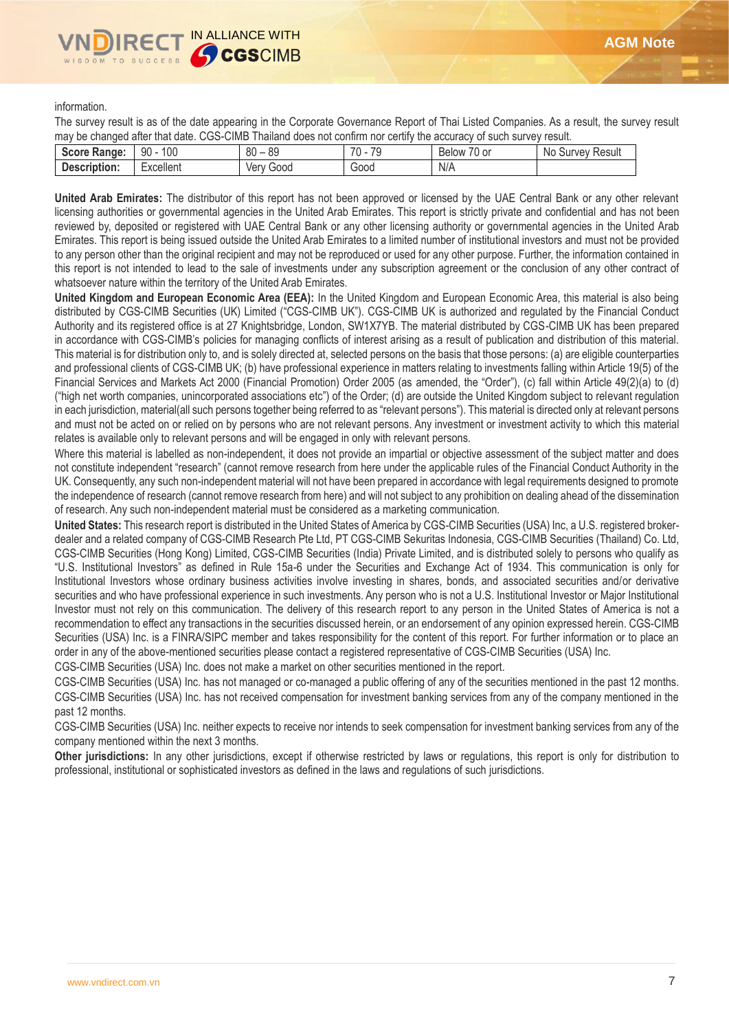information.

The survey result is as of the date appearing in the Corporate Governance Report of Thai Listed Companies. As a result, the survey result may be changed after that date. CGS-CIMB Thailand does not confirm nor certify the accuracy of such survey result.

| **Score Range:** | 90 - 100 | 80 – 89 | 70 - 79 | Below 70 or | No Survey Result |
|---|---|---|---|---|---|
| **Description:** | Excellent | Very Good | Good | N/A | |

**United Arab Emirates:** The distributor of this report has not been approved or licensed by the UAE Central Bank or any other relevant licensing authorities or governmental agencies in the United Arab Emirates. This report is strictly private and confidential and has not been reviewed by, deposited or registered with UAE Central Bank or any other licensing authority or governmental agencies in the United Arab Emirates. This report is being issued outside the United Arab Emirates to a limited number of institutional investors and must not be provided to any person other than the original recipient and may not be reproduced or used for any other purpose. Further, the information contained in this report is not intended to lead to the sale of investments under any subscription agreement or the conclusion of any other contract of whatsoever nature within the territory of the United Arab Emirates.

**United Kingdom and European Economic Area (EEA):** In the United Kingdom and European Economic Area, this material is also being distributed by CGS-CIMB Securities (UK) Limited ("CGS-CIMB UK"). CGS-CIMB UK is authorized and regulated by the Financial Conduct Authority and its registered office is at 27 Knightsbridge, London, SW1X7YB. The material distributed by CGS-CIMB UK has been prepared in accordance with CGS-CIMB's policies for managing conflicts of interest arising as a result of publication and distribution of this material. This material is for distribution only to, and is solely directed at, selected persons on the basis that those persons: (a) are eligible counterparties and professional clients of CGS-CIMB UK; (b) have professional experience in matters relating to investments falling within Article 19(5) of the Financial Services and Markets Act 2000 (Financial Promotion) Order 2005 (as amended, the "Order"), (c) fall within Article 49(2)(a) to (d) ("high net worth companies, unincorporated associations etc") of the Order; (d) are outside the United Kingdom subject to relevant regulation in each jurisdiction, material(all such persons together being referred to as "relevant persons"). This material is directed only at relevant persons and must not be acted on or relied on by persons who are not relevant persons. Any investment or investment activity to which this material relates is available only to relevant persons and will be engaged in only with relevant persons.

Where this material is labelled as non-independent, it does not provide an impartial or objective assessment of the subject matter and does not constitute independent "research" (cannot remove research from here under the applicable rules of the Financial Conduct Authority in the UK. Consequently, any such non-independent material will not have been prepared in accordance with legal requirements designed to promote the independence of research (cannot remove research from here) and will not subject to any prohibition on dealing ahead of the dissemination of research. Any such non-independent material must be considered as a marketing communication.

**United States:** This research report is distributed in the United States of America by CGS-CIMB Securities (USA) Inc, a U.S. registered broker-dealer and a related company of CGS-CIMB Research Pte Ltd, PT CGS-CIMB Sekuritas Indonesia, CGS-CIMB Securities (Thailand) Co. Ltd, CGS-CIMB Securities (Hong Kong) Limited, CGS-CIMB Securities (India) Private Limited, and is distributed solely to persons who qualify as "U.S. Institutional Investors" as defined in Rule 15a-6 under the Securities and Exchange Act of 1934. This communication is only for Institutional Investors whose ordinary business activities involve investing in shares, bonds, and associated securities and/or derivative securities and who have professional experience in such investments. Any person who is not a U.S. Institutional Investor or Major Institutional Investor must not rely on this communication. The delivery of this research report to any person in the United States of America is not a recommendation to effect any transactions in the securities discussed herein, or an endorsement of any opinion expressed herein. CGS-CIMB Securities (USA) Inc. is a FINRA/SIPC member and takes responsibility for the content of this report. For further information or to place an order in any of the above-mentioned securities please contact a registered representative of CGS-CIMB Securities (USA) Inc.

CGS-CIMB Securities (USA) Inc. does not make a market on other securities mentioned in the report.

CGS-CIMB Securities (USA) Inc. has not managed or co-managed a public offering of any of the securities mentioned in the past 12 months.

CGS-CIMB Securities (USA) Inc. has not received compensation for investment banking services from any of the company mentioned in the past 12 months.

CGS-CIMB Securities (USA) Inc. neither expects to receive nor intends to seek compensation for investment banking services from any of the company mentioned within the next 3 months.

**Other jurisdictions:** In any other jurisdictions, except if otherwise restricted by laws or regulations, this report is only for distribution to professional, institutional or sophisticated investors as defined in the laws and regulations of such jurisdictions.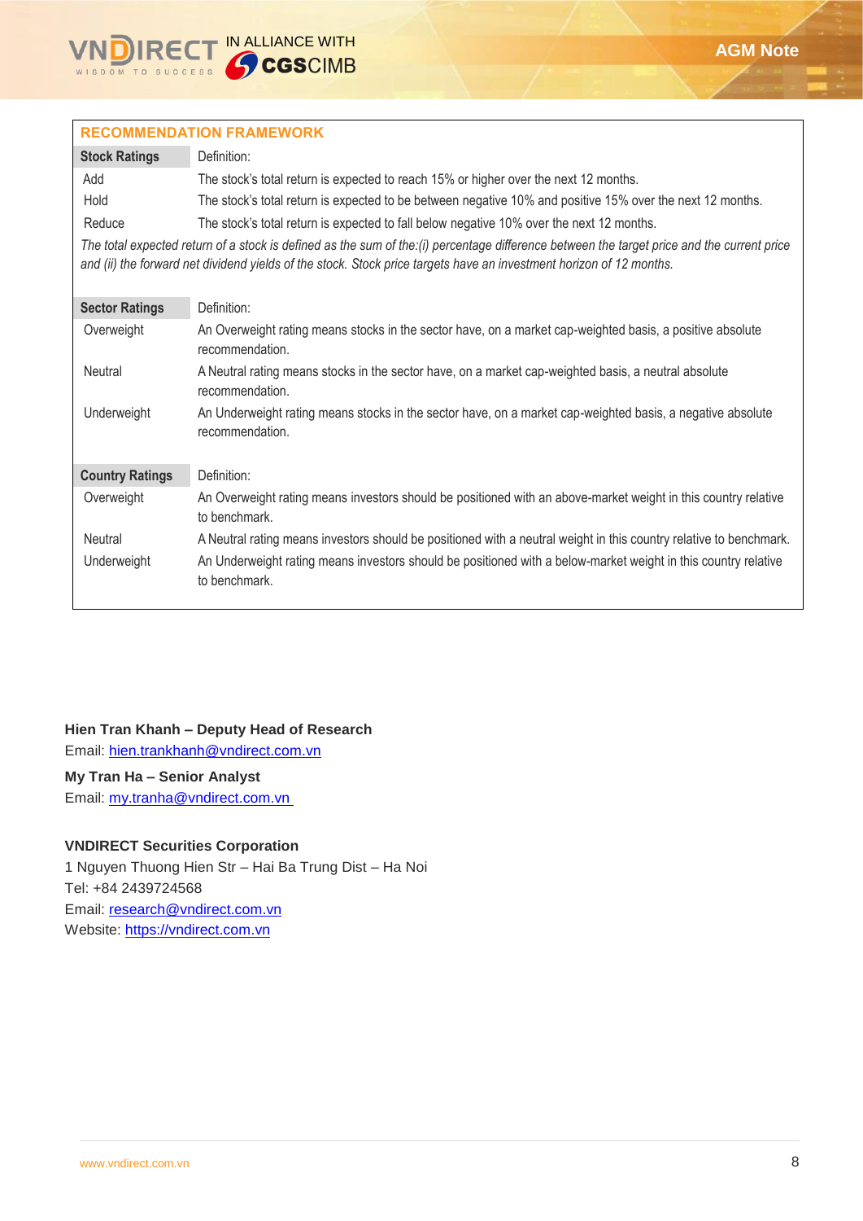## RECOMMENDATION FRAMEWORK

| Stock Ratings | Definition: |
|---|---|
| Add | The stock's total return is expected to reach 15% or higher over the next 12 months. |
| Hold | The stock's total return is expected to be between negative 10% and positive 15% over the next 12 months. |
| Reduce | The stock's total return is expected to fall below negative 10% over the next 12 months. |

*The total expected return of a stock is defined as the sum of the:(i) percentage difference between the target price and the current price and (ii) the forward net dividend yields of the stock. Stock price targets have an investment horizon of 12 months.*

| Sector Ratings | Definition: |
|---|---|
| Overweight | An Overweight rating means stocks in the sector have, on a market cap-weighted basis, a positive absolute recommendation. |
| Neutral | A Neutral rating means stocks in the sector have, on a market cap-weighted basis, a neutral absolute recommendation. |
| Underweight | An Underweight rating means stocks in the sector have, on a market cap-weighted basis, a negative absolute recommendation. |

| Country Ratings | Definition: |
|---|---|
| Overweight | An Overweight rating means investors should be positioned with an above-market weight in this country relative to benchmark. |
| Neutral | A Neutral rating means investors should be positioned with a neutral weight in this country relative to benchmark. |
| Underweight | An Underweight rating means investors should be positioned with a below-market weight in this country relative to benchmark. |

**Hien Tran Khanh – Deputy Head of Research**
Email: hien.trankhanh@vndirect.com.vn

**My Tran Ha – Senior Analyst**
Email: my.tranha@vndirect.com.vn

**VNDIRECT Securities Corporation**
1 Nguyen Thuong Hien Str – Hai Ba Trung Dist – Ha Noi
Tel: +84 2439724568
Email: research@vndirect.com.vn
Website: https://vndirect.com.vn